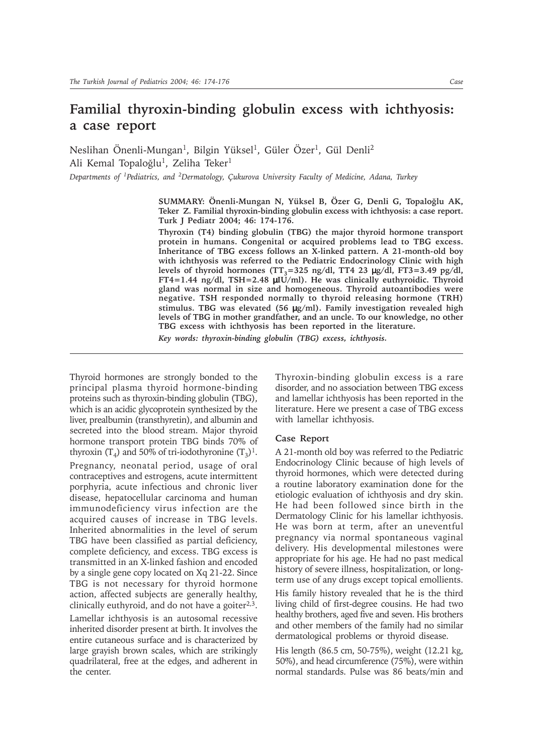# Familial thyroxin-binding globulin excess with ichthyosis: a case report

Neslihan Önenli-Mungan[1], Bilgin Yüksel[1], Güler Özer[1], Gül Denli[2]
Ali Kemal Topaloğlu[1], Zeliha Teker[1]

*Departments of [1]Pediatrics, and [2]Dermatology, Çukurova University Faculty of Medicine, Adana, Turkey*

**SUMMARY: Önenli-Mungan N, Yüksel B, Özer G, Denli G, Topaloğlu AK, Teker Z. Familial thyroxin-binding globulin excess with ichthyosis: a case report. Turk J Pediatr 2004; 46: 174-176.**

**Thyroxin (T4) binding globulin (TBG) the major thyroid hormone transport protein in humans. Congenital or acquired problems lead to TBG excess. Inheritance of TBG excess follows an X-linked pattern. A 21-month-old boy with ichthyosis was referred to the Pediatric Endocrinology Clinic with high levels of thyroid hormones ($TT_3$=325 ng/dl, TT4 23 μg/dl, FT3=3.49 pg/dl, FT4=1.44 ng/dl, TSH=2.48 μIU/ml). He was clinically euthyroidic. Thyroid gland was normal in size and homogeneous. Thyroid autoantibodies were negative. TSH responded normally to thyroid releasing hormone (TRH) stimulus. TBG was elevated (56 μg/ml). Family investigation revealed high levels of TBG in mother grandfather, and an uncle. To our knowledge, no other TBG excess with ichthyosis has been reported in the literature.**

*Key words: thyroxin-binding globulin (TBG) excess, ichthyosis.*

Thyroid hormones are strongly bonded to the principal plasma thyroid hormone-binding proteins such as thyroxin-binding globulin (TBG), which is an acidic glycoprotein synthesized by the liver, prealbumin (transthyretin), and albumin and secreted into the blood stream. Major thyroid hormone transport protein TBG binds 70% of thyroxin ($T_4$) and 50% of tri-iodothyronine ($T_3$)[1]. Pregnancy, neonatal period, usage of oral contraceptives and estrogens, acute intermittent porphyria, acute infectious and chronic liver disease, hepatocellular carcinoma and human immunodeficiency virus infection are the acquired causes of increase in TBG levels. Inherited abnormalities in the level of serum TBG have been classified as partial deficiency, complete deficiency, and excess. TBG excess is transmitted in an X-linked fashion and encoded by a single gene copy located on Xq 21-22. Since TBG is not necessary for thyroid hormone action, affected subjects are generally healthy, clinically euthyroid, and do not have a goiter[2,3].

Lamellar ichthyosis is an autosomal recessive inherited disorder present at birth. It involves the entire cutaneous surface and is characterized by large grayish brown scales, which are strikingly quadrilateral, free at the edges, and adherent in the center.

Thyroxin-binding globulin excess is a rare disorder, and no association between TBG excess and lamellar ichthyosis has been reported in the literature. Here we present a case of TBG excess with lamellar ichthyosis.

## Case Report

A 21-month old boy was referred to the Pediatric Endocrinology Clinic because of high levels of thyroid hormones, which were detected during a routine laboratory examination done for the etiologic evaluation of ichthyosis and dry skin. He had been followed since birth in the Dermatology Clinic for his lamellar ichthyosis. He was born at term, after an uneventful pregnancy via normal spontaneous vaginal delivery. His developmental milestones were appropriate for his age. He had no past medical history of severe illness, hospitalization, or long-term use of any drugs except topical emollients.

His family history revealed that he is the third living child of first-degree cousins. He had two healthy brothers, aged five and seven. His brothers and other members of the family had no similar dermatological problems or thyroid disease.

His length (86.5 cm, 50-75%), weight (12.21 kg, 50%), and head circumference (75%), were within normal standards. Pulse was 86 beats/min and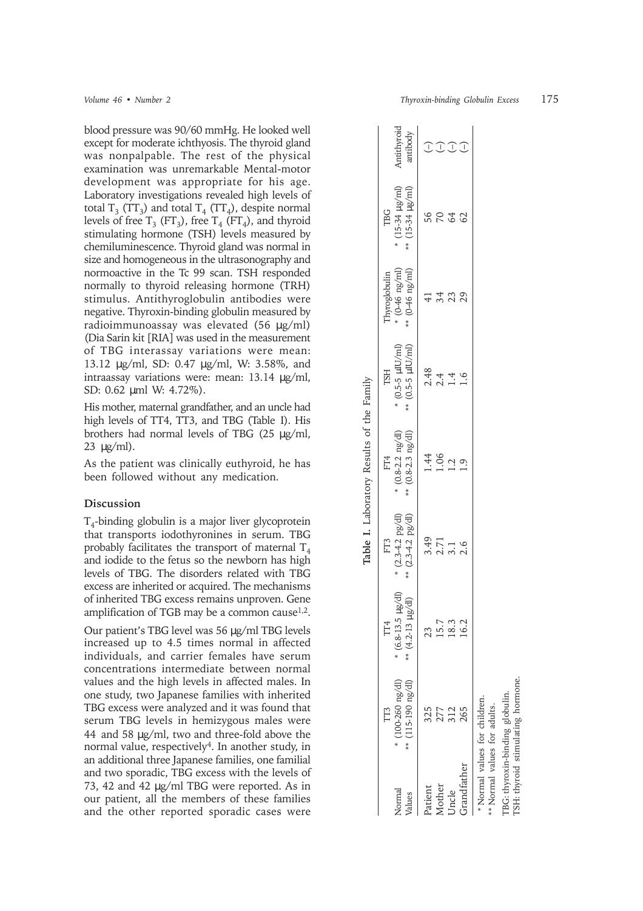blood pressure was 90/60 mmHg. He looked well except for moderate ichthyosis. The thyroid gland was nonpalpable. The rest of the physical examination was unremarkable Mental-motor development was appropriate for his age. Laboratory investigations revealed high levels of total $T_3$ ($TT_3$) and total $T_4$ ($TT_4$), despite normal levels of free $T_3$ ($FT_3$), free $T_4$ ($FT_4$), and thyroid stimulating hormone (TSH) levels measured by chemiluminescence. Thyroid gland was normal in size and homogeneous in the ultrasonography and normoactive in the Tc 99 scan. TSH responded normally to thyroid releasing hormone (TRH) stimulus. Antithyroglobulin antibodies were negative. Thyroxin-binding globulin measured by radioimmunoassay was elevated (56 μg/ml) (Dia Sarin kit [RIA] was used in the measurement of TBG interassay variations were mean: 13.12 μg/ml, SD: 0.47 μg/ml, W: 3.58%, and intraassay variations were: mean: 13.14 μg/ml, SD: 0.62 μml W: 4.72%).

His mother, maternal grandfather, and an uncle had high levels of TT4, TT3, and TBG (Table I). His brothers had normal levels of TBG (25 μg/ml, 23 μg/ml).

As the patient was clinically euthyroid, he has been followed without any medication.

## Discussion

$T_4$-binding globulin is a major liver glycoprotein that transports iodothyronines in serum. TBG probably facilitates the transport of maternal $T_4$ and iodide to the fetus so the newborn has high levels of TBG. The disorders related with TBG excess are inherited or acquired. The mechanisms of inherited TBG excess remains unproven. Gene amplification of TGB may be a common cause[1,2].

Our patient's TBG level was 56 μg/ml TBG levels increased up to 4.5 times normal in affected individuals, and carrier females have serum concentrations intermediate between normal values and the high levels in affected males. In one study, two Japanese families with inherited TBG excess were analyzed and it was found that serum TBG levels in hemizygous males were 44 and 58 μg/ml, two and three-fold above the normal value, respectively[4]. In another study, in an additional three Japanese families, one familial and two sporadic, TBG excess with the levels of 73, 42 and 42 μg/ml TBG were reported. As in our patient, all the members of these families and the other reported sporadic cases were

**Table I.** Laboratory Results of the Family

| Normal Values | TT3 * (100-260 ng/dl) ** (115-190 ng/dl) | TT4 * (6.8-13.5 μg/dl) ** (4.2-13 μg/dl) | FT3 * (2.3-4.2 pg/dl) ** (2.3-4.2 pg/dl) | FT4 * (0.8-2.2 ng/dl) ** (0.8-2.3 ng/dl) | TSH * (0.5-5 μIU/ml) ** (0.5-5 μIU/ml) | Thyroglobulin * (0-46 ng/ml) ** (0-46 ng/ml) | TBG * (15-34 μg/ml) ** (15-34 μg/ml) | Antithyroid antibody |
|---|---|---|---|---|---|---|---|---|
| Patient | 325 | 23 | 3.49 | 1.44 | 2.48 | 41 | 56 | (-) |
| Mother | 277 | 15.7 | 2.71 | 1.06 | 2.4 | 34 | 70 | (-) |
| Uncle | 312 | 18.3 | 3.1 | 1.2 | 1.4 | 23 | 64 | (-) |
| Grandfather | 265 | 16.2 | 2.6 | 1.9 | 1.6 | 29 | 62 | (-) |

\* Normal values for children.
\*\* Normal values for adults.
TBG: thyroxin-binding globulin.
TSH: thyroid stimulating hormone.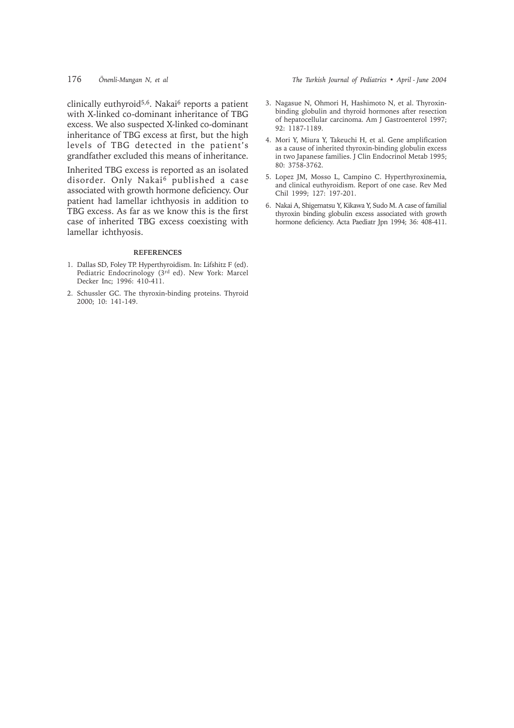clinically euthyroid[5,6]. Nakai[6] reports a patient with X-linked co-dominant inheritance of TBG excess. We also suspected X-linked co-dominant inheritance of TBG excess at first, but the high levels of TBG detected in the patient's grandfather excluded this means of inheritance.

Inherited TBG excess is reported as an isolated disorder. Only Nakai[6] published a case associated with growth hormone deficiency. Our patient had lamellar ichthyosis in addition to TBG excess. As far as we know this is the first case of inherited TBG excess coexisting with lamellar ichthyosis.

## REFERENCES

1. Dallas SD, Foley TP. Hyperthyroidism. In: Lifshitz F (ed). Pediatric Endocrinology (3rd ed). New York: Marcel Decker Inc; 1996: 410-411.
2. Schussler GC. The thyroxin-binding proteins. Thyroid 2000; 10: 141-149.
3. Nagasue N, Ohmori H, Hashimoto N, et al. Thyroxin-binding globulin and thyroid hormones after resection of hepatocellular carcinoma. Am J Gastroenterol 1997; 92: 1187-1189.
4. Mori Y, Miura Y, Takeuchi H, et al. Gene amplification as a cause of inherited thyroxin-binding globulin excess in two Japanese families. J Clin Endocrinol Metab 1995; 80: 3758-3762.
5. Lopez JM, Mosso L, Campino C. Hyperthyroxinemia, and clinical euthyroidism. Report of one case. Rev Med Chil 1999; 127: 197-201.
6. Nakai A, Shigematsu Y, Kikawa Y, Sudo M. A case of familial thyroxin binding globulin excess associated with growth hormone deficiency. Acta Paediatr Jpn 1994; 36: 408-411.